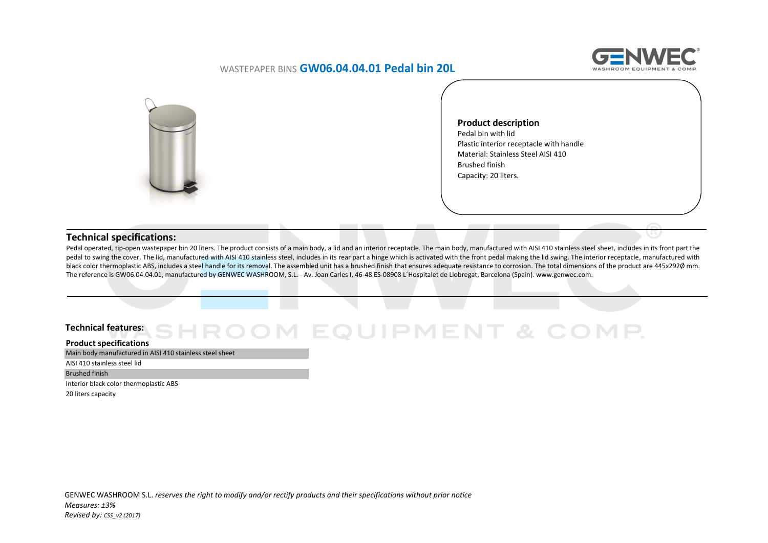# WASTEPAPER BINS **GW06.04.04.01 Pedal bin 20L**

**Product description**

Pedal bin with lid
Plastic interior receptacle with handle
Material: Stainless Steel AISI 410
Brushed finish
Capacity: 20 liters.

## Technical specifications:

Pedal operated, tip-open wastepaper bin 20 liters. The product consists of a main body, a lid and an interior receptacle. The main body, manufactured with AISI 410 stainless steel sheet, includes in its front part the pedal to swing the cover. The lid, manufactured with AISI 410 stainless steel, includes in its rear part a hinge which is activated with the front pedal making the lid swing. The interior receptacle, manufactured with black color thermoplastic ABS, includes a steel handle for its removal. The assembled unit has a brushed finish that ensures adequate resistance to corrosion. The total dimensions of the product are 445x292Ø mm. The reference is GW06.04.04.01, manufactured by GENWEC WASHROOM, S.L. - Av. Joan Carles I, 46-48 ES-08908 L´Hospitalet de Llobregat, Barcelona (Spain). www.genwec.com.

## Technical features:

**Product specifications**

Main body manufactured in AISI 410 stainless steel sheet
AISI 410 stainless steel lid
Brushed finish
Interior black color thermoplastic ABS
20 liters capacity

GENWEC WASHROOM S.L. *reserves the right to modify and/or rectify products and their specifications without prior notice*
*Measures: ±3%*
*Revised by: CSS_v2 (2017)*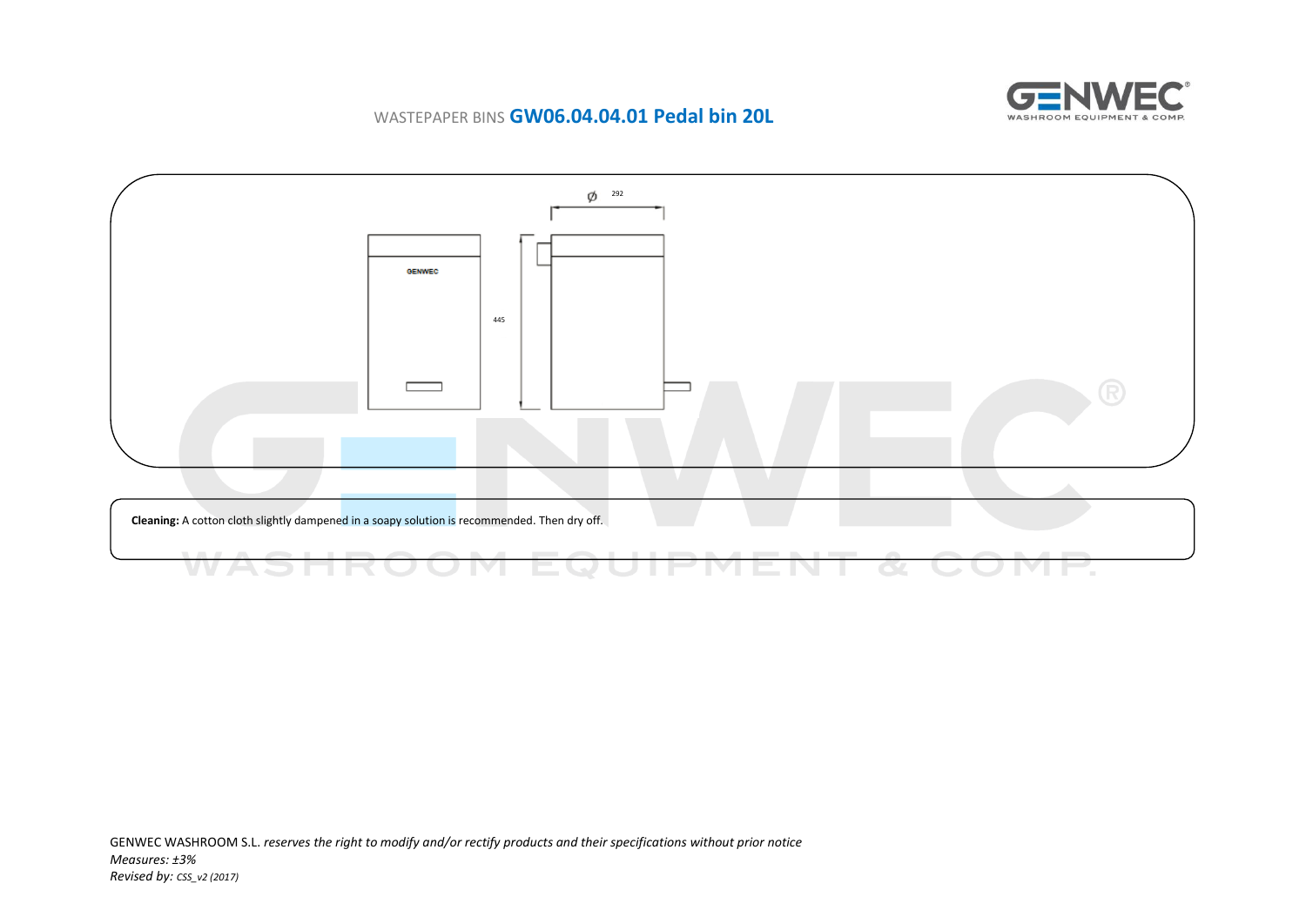WASTEPAPER BINS **GW06.04.04.01 Pedal bin 20L**

Ø 292

445

GENWEC

**Cleaning:** A cotton cloth slightly dampened in a soapy solution is recommended. Then dry off.

GENWEC WASHROOM S.L. *reserves the right to modify and/or rectify products and their specifications without prior notice*

*Measures: ±3%*

*Revised by: CSS_v2 (2017)*